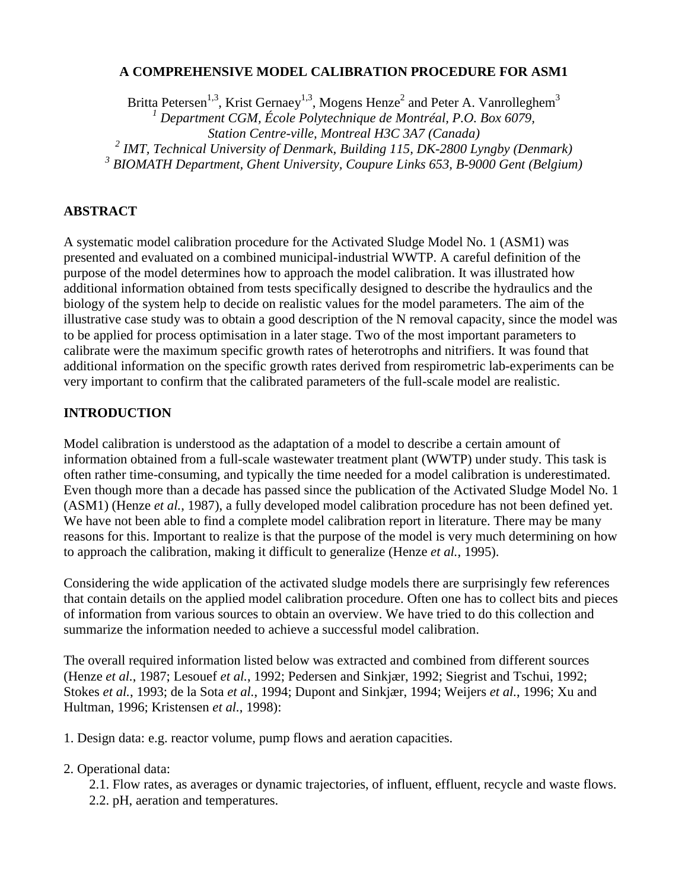# A COMPREHENSIVE MODEL CALIBRATION PROCEDURE FOR ASM1

Britta Petersen[1,3], Krist Gernaey[1,3], Mogens Henze[2] and Peter A. Vanrolleghem[3]

[1] *Department CGM, École Polytechnique de Montréal, P.O. Box 6079, Station Centre-ville, Montreal H3C 3A7 (Canada)*

[2] *IMT, Technical University of Denmark, Building 115, DK-2800 Lyngby (Denmark)*

[3] *BIOMATH Department, Ghent University, Coupure Links 653, B-9000 Gent (Belgium)*

## ABSTRACT

A systematic model calibration procedure for the Activated Sludge Model No. 1 (ASM1) was presented and evaluated on a combined municipal-industrial WWTP. A careful definition of the purpose of the model determines how to approach the model calibration. It was illustrated how additional information obtained from tests specifically designed to describe the hydraulics and the biology of the system help to decide on realistic values for the model parameters. The aim of the illustrative case study was to obtain a good description of the N removal capacity, since the model was to be applied for process optimisation in a later stage. Two of the most important parameters to calibrate were the maximum specific growth rates of heterotrophs and nitrifiers. It was found that additional information on the specific growth rates derived from respirometric lab-experiments can be very important to confirm that the calibrated parameters of the full-scale model are realistic.

## INTRODUCTION

Model calibration is understood as the adaptation of a model to describe a certain amount of information obtained from a full-scale wastewater treatment plant (WWTP) under study. This task is often rather time-consuming, and typically the time needed for a model calibration is underestimated. Even though more than a decade has passed since the publication of the Activated Sludge Model No. 1 (ASM1) (Henze *et al.*, 1987), a fully developed model calibration procedure has not been defined yet. We have not been able to find a complete model calibration report in literature. There may be many reasons for this. Important to realize is that the purpose of the model is very much determining on how to approach the calibration, making it difficult to generalize (Henze *et al.*, 1995).

Considering the wide application of the activated sludge models there are surprisingly few references that contain details on the applied model calibration procedure. Often one has to collect bits and pieces of information from various sources to obtain an overview. We have tried to do this collection and summarize the information needed to achieve a successful model calibration.

The overall required information listed below was extracted and combined from different sources (Henze *et al.*, 1987; Lesouef *et al.*, 1992; Pedersen and Sinkjær, 1992; Siegrist and Tschui, 1992; Stokes *et al.*, 1993; de la Sota *et al.*, 1994; Dupont and Sinkjær, 1994; Weijers *et al.*, 1996; Xu and Hultman, 1996; Kristensen *et al.*, 1998):

1. Design data: e.g. reactor volume, pump flows and aeration capacities.

2. Operational data:
    2.1. Flow rates, as averages or dynamic trajectories, of influent, effluent, recycle and waste flows.
    2.2. pH, aeration and temperatures.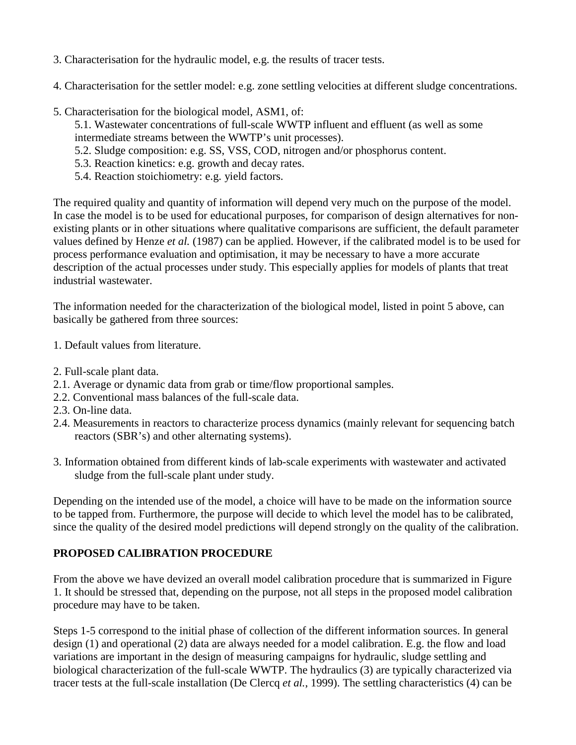3. Characterisation for the hydraulic model, e.g. the results of tracer tests.

4. Characterisation for the settler model: e.g. zone settling velocities at different sludge concentrations.

5. Characterisation for the biological model, ASM1, of:
   5.1. Wastewater concentrations of full-scale WWTP influent and effluent (as well as some intermediate streams between the WWTP's unit processes).
   5.2. Sludge composition: e.g. SS, VSS, COD, nitrogen and/or phosphorus content.
   5.3. Reaction kinetics: e.g. growth and decay rates.
   5.4. Reaction stoichiometry: e.g. yield factors.

The required quality and quantity of information will depend very much on the purpose of the model. In case the model is to be used for educational purposes, for comparison of design alternatives for non-existing plants or in other situations where qualitative comparisons are sufficient, the default parameter values defined by Henze *et al.* (1987) can be applied. However, if the calibrated model is to be used for process performance evaluation and optimisation, it may be necessary to have a more accurate description of the actual processes under study. This especially applies for models of plants that treat industrial wastewater.

The information needed for the characterization of the biological model, listed in point 5 above, can basically be gathered from three sources:

1. Default values from literature.

2. Full-scale plant data.
2.1. Average or dynamic data from grab or time/flow proportional samples.
2.2. Conventional mass balances of the full-scale data.
2.3. On-line data.
2.4. Measurements in reactors to characterize process dynamics (mainly relevant for sequencing batch reactors (SBR's) and other alternating systems).

3. Information obtained from different kinds of lab-scale experiments with wastewater and activated sludge from the full-scale plant under study.

Depending on the intended use of the model, a choice will have to be made on the information source to be tapped from. Furthermore, the purpose will decide to which level the model has to be calibrated, since the quality of the desired model predictions will depend strongly on the quality of the calibration.

## PROPOSED CALIBRATION PROCEDURE

From the above we have devized an overall model calibration procedure that is summarized in Figure 1. It should be stressed that, depending on the purpose, not all steps in the proposed model calibration procedure may have to be taken.

Steps 1-5 correspond to the initial phase of collection of the different information sources. In general design (1) and operational (2) data are always needed for a model calibration. E.g. the flow and load variations are important in the design of measuring campaigns for hydraulic, sludge settling and biological characterization of the full-scale WWTP. The hydraulics (3) are typically characterized via tracer tests at the full-scale installation (De Clercq *et al.*, 1999). The settling characteristics (4) can be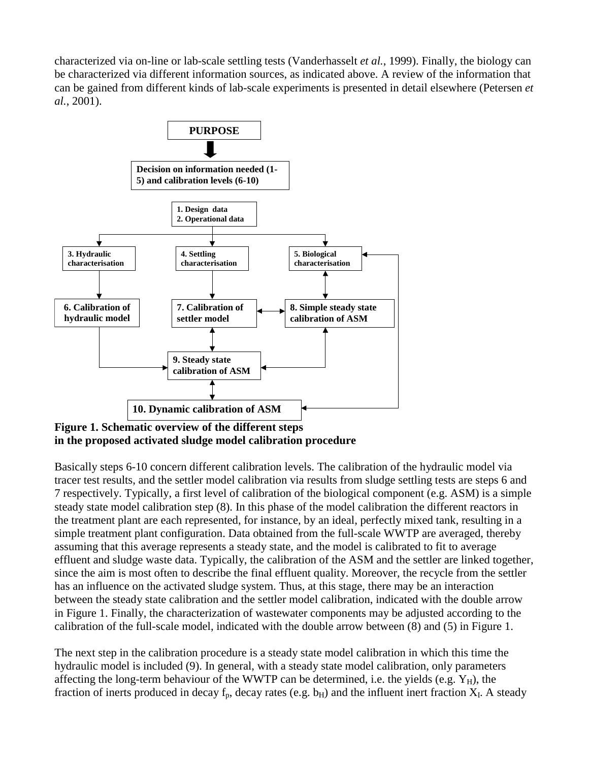characterized via on-line or lab-scale settling tests (Vanderhasselt *et al.*, 1999). Finally, the biology can be characterized via different information sources, as indicated above. A review of the information that can be gained from different kinds of lab-scale experiments is presented in detail elsewhere (Petersen *et al.*, 2001).

**Figure 1. Schematic overview of the different steps in the proposed activated sludge model calibration procedure**

Basically steps 6-10 concern different calibration levels. The calibration of the hydraulic model via tracer test results, and the settler model calibration via results from sludge settling tests are steps 6 and 7 respectively. Typically, a first level of calibration of the biological component (e.g. ASM) is a simple steady state model calibration step (8). In this phase of the model calibration the different reactors in the treatment plant are each represented, for instance, by an ideal, perfectly mixed tank, resulting in a simple treatment plant configuration. Data obtained from the full-scale WWTP are averaged, thereby assuming that this average represents a steady state, and the model is calibrated to fit to average effluent and sludge waste data. Typically, the calibration of the ASM and the settler are linked together, since the aim is most often to describe the final effluent quality. Moreover, the recycle from the settler has an influence on the activated sludge system. Thus, at this stage, there may be an interaction between the steady state calibration and the settler model calibration, indicated with the double arrow in Figure 1. Finally, the characterization of wastewater components may be adjusted according to the calibration of the full-scale model, indicated with the double arrow between (8) and (5) in Figure 1.

The next step in the calibration procedure is a steady state model calibration in which this time the hydraulic model is included (9). In general, with a steady state model calibration, only parameters affecting the long-term behaviour of the WWTP can be determined, i.e. the yields (e.g. $Y_H$), the fraction of inerts produced in decay $f_p$, decay rates (e.g. $b_H$) and the influent inert fraction $X_I$. A steady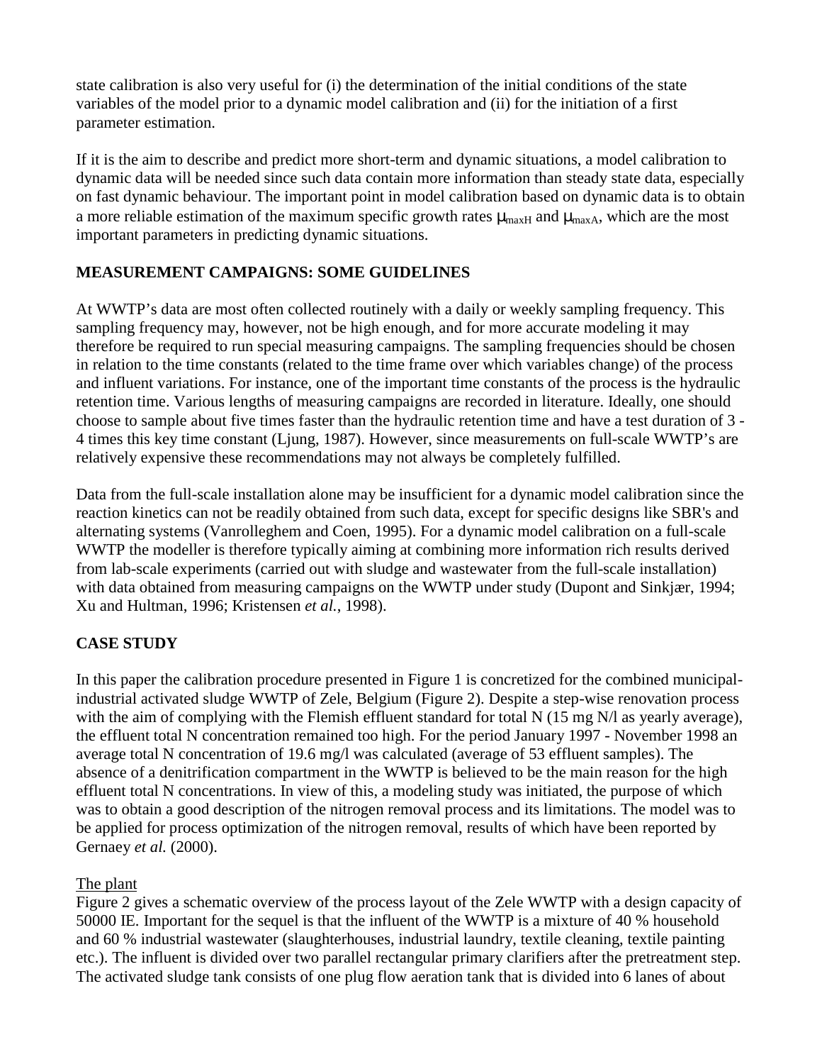state calibration is also very useful for (i) the determination of the initial conditions of the state variables of the model prior to a dynamic model calibration and (ii) for the initiation of a first parameter estimation.

If it is the aim to describe and predict more short-term and dynamic situations, a model calibration to dynamic data will be needed since such data contain more information than steady state data, especially on fast dynamic behaviour. The important point in model calibration based on dynamic data is to obtain a more reliable estimation of the maximum specific growth rates $\mu_{maxH}$ and $\mu_{maxA}$, which are the most important parameters in predicting dynamic situations.

## MEASUREMENT CAMPAIGNS: SOME GUIDELINES

At WWTP's data are most often collected routinely with a daily or weekly sampling frequency. This sampling frequency may, however, not be high enough, and for more accurate modeling it may therefore be required to run special measuring campaigns. The sampling frequencies should be chosen in relation to the time constants (related to the time frame over which variables change) of the process and influent variations. For instance, one of the important time constants of the process is the hydraulic retention time. Various lengths of measuring campaigns are recorded in literature. Ideally, one should choose to sample about five times faster than the hydraulic retention time and have a test duration of 3 - 4 times this key time constant (Ljung, 1987). However, since measurements on full-scale WWTP's are relatively expensive these recommendations may not always be completely fulfilled.

Data from the full-scale installation alone may be insufficient for a dynamic model calibration since the reaction kinetics can not be readily obtained from such data, except for specific designs like SBR's and alternating systems (Vanrolleghem and Coen, 1995). For a dynamic model calibration on a full-scale WWTP the modeller is therefore typically aiming at combining more information rich results derived from lab-scale experiments (carried out with sludge and wastewater from the full-scale installation) with data obtained from measuring campaigns on the WWTP under study (Dupont and Sinkjær, 1994; Xu and Hultman, 1996; Kristensen *et al.*, 1998).

## CASE STUDY

In this paper the calibration procedure presented in Figure 1 is concretized for the combined municipal-industrial activated sludge WWTP of Zele, Belgium (Figure 2). Despite a step-wise renovation process with the aim of complying with the Flemish effluent standard for total N (15 mg N/l as yearly average), the effluent total N concentration remained too high. For the period January 1997 - November 1998 an average total N concentration of 19.6 mg/l was calculated (average of 53 effluent samples). The absence of a denitrification compartment in the WWTP is believed to be the main reason for the high effluent total N concentrations. In view of this, a modeling study was initiated, the purpose of which was to obtain a good description of the nitrogen removal process and its limitations. The model was to be applied for process optimization of the nitrogen removal, results of which have been reported by Gernaey *et al.* (2000).

### The plant

Figure 2 gives a schematic overview of the process layout of the Zele WWTP with a design capacity of 50000 IE. Important for the sequel is that the influent of the WWTP is a mixture of 40 % household and 60 % industrial wastewater (slaughterhouses, industrial laundry, textile cleaning, textile painting etc.). The influent is divided over two parallel rectangular primary clarifiers after the pretreatment step. The activated sludge tank consists of one plug flow aeration tank that is divided into 6 lanes of about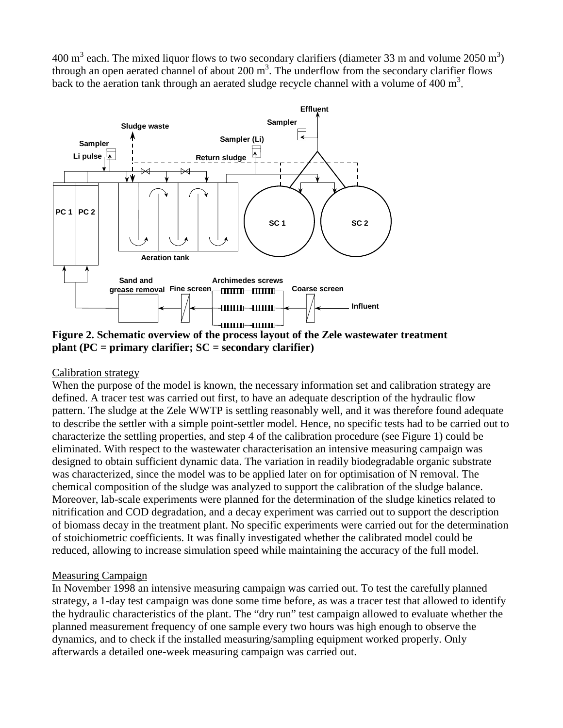400 $m^3$ each. The mixed liquor flows to two secondary clarifiers (diameter 33 m and volume 2050 $m^3$) through an open aerated channel of about 200 $m^3$. The underflow from the secondary clarifier flows back to the aeration tank through an aerated sludge recycle channel with a volume of 400 $m^3$.

**Figure 2. Schematic overview of the process layout of the Zele wastewater treatment plant (PC = primary clarifier; SC = secondary clarifier)**

Calibration strategy

When the purpose of the model is known, the necessary information set and calibration strategy are defined. A tracer test was carried out first, to have an adequate description of the hydraulic flow pattern. The sludge at the Zele WWTP is settling reasonably well, and it was therefore found adequate to describe the settler with a simple point-settler model. Hence, no specific tests had to be carried out to characterize the settling properties, and step 4 of the calibration procedure (see Figure 1) could be eliminated. With respect to the wastewater characterisation an intensive measuring campaign was designed to obtain sufficient dynamic data. The variation in readily biodegradable organic substrate was characterized, since the model was to be applied later on for optimisation of N removal. The chemical composition of the sludge was analyzed to support the calibration of the sludge balance. Moreover, lab-scale experiments were planned for the determination of the sludge kinetics related to nitrification and COD degradation, and a decay experiment was carried out to support the description of biomass decay in the treatment plant. No specific experiments were carried out for the determination of stoichiometric coefficients. It was finally investigated whether the calibrated model could be reduced, allowing to increase simulation speed while maintaining the accuracy of the full model.

Measuring Campaign

In November 1998 an intensive measuring campaign was carried out. To test the carefully planned strategy, a 1-day test campaign was done some time before, as was a tracer test that allowed to identify the hydraulic characteristics of the plant. The "dry run" test campaign allowed to evaluate whether the planned measurement frequency of one sample every two hours was high enough to observe the dynamics, and to check if the installed measuring/sampling equipment worked properly. Only afterwards a detailed one-week measuring campaign was carried out.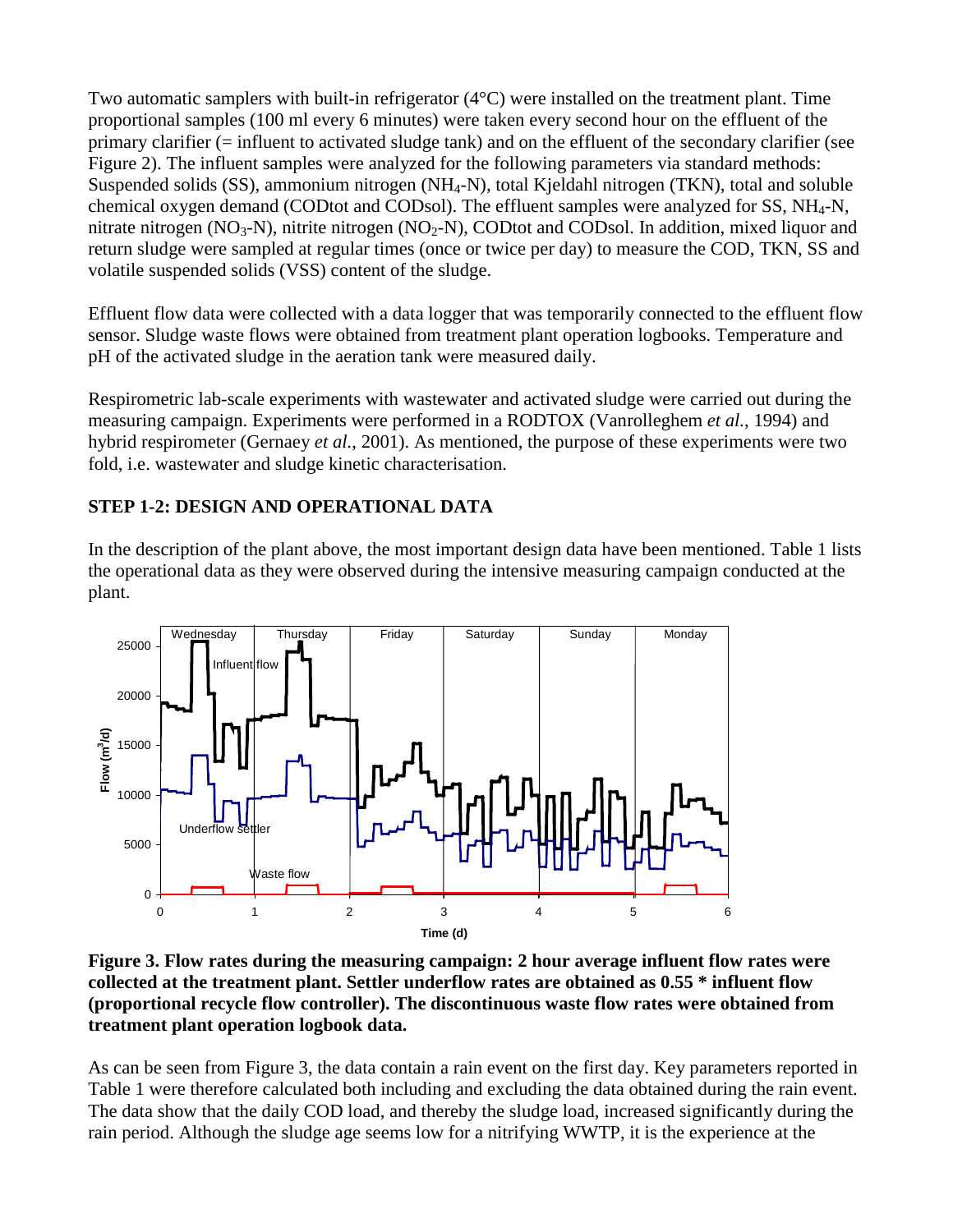Two automatic samplers with built-in refrigerator (4°C) were installed on the treatment plant. Time proportional samples (100 ml every 6 minutes) were taken every second hour on the effluent of the primary clarifier (= influent to activated sludge tank) and on the effluent of the secondary clarifier (see Figure 2). The influent samples were analyzed for the following parameters via standard methods: Suspended solids (SS), ammonium nitrogen ($NH_4$-N), total Kjeldahl nitrogen (TKN), total and soluble chemical oxygen demand (CODtot and CODsol). The effluent samples were analyzed for SS, $NH_4$-N, nitrate nitrogen ($NO_3$-N), nitrite nitrogen ($NO_2$-N), CODtot and CODsol. In addition, mixed liquor and return sludge were sampled at regular times (once or twice per day) to measure the COD, TKN, SS and volatile suspended solids (VSS) content of the sludge.

Effluent flow data were collected with a data logger that was temporarily connected to the effluent flow sensor. Sludge waste flows were obtained from treatment plant operation logbooks. Temperature and pH of the activated sludge in the aeration tank were measured daily.

Respirometric lab-scale experiments with wastewater and activated sludge were carried out during the measuring campaign. Experiments were performed in a RODTOX (Vanrolleghem *et al.*, 1994) and hybrid respirometer (Gernaey *et al.*, 2001). As mentioned, the purpose of these experiments were two fold, i.e. wastewater and sludge kinetic characterisation.

## STEP 1-2: DESIGN AND OPERATIONAL DATA

In the description of the plant above, the most important design data have been mentioned. Table 1 lists the operational data as they were observed during the intensive measuring campaign conducted at the plant.

**Figure 3. Flow rates during the measuring campaign: 2 hour average influent flow rates were collected at the treatment plant. Settler underflow rates are obtained as 0.55 * influent flow (proportional recycle flow controller). The discontinuous waste flow rates were obtained from treatment plant operation logbook data.**

As can be seen from Figure 3, the data contain a rain event on the first day. Key parameters reported in Table 1 were therefore calculated both including and excluding the data obtained during the rain event. The data show that the daily COD load, and thereby the sludge load, increased significantly during the rain period. Although the sludge age seems low for a nitrifying WWTP, it is the experience at the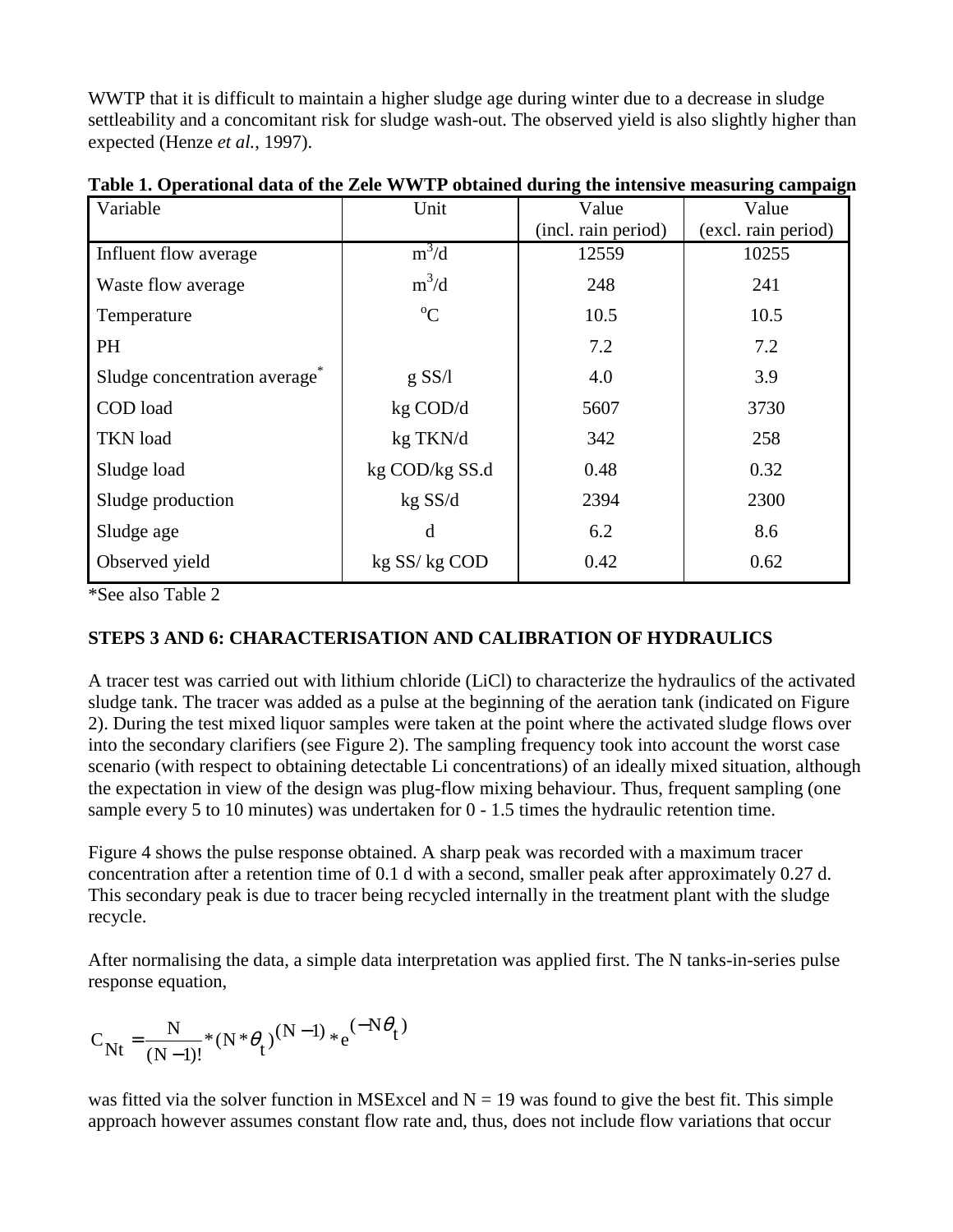WWTP that it is difficult to maintain a higher sludge age during winter due to a decrease in sludge settleability and a concomitant risk for sludge wash-out. The observed yield is also slightly higher than expected (Henze *et al.*, 1997).

**Table 1. Operational data of the Zele WWTP obtained during the intensive measuring campaign**

| Variable | Unit | Value (incl. rain period) | Value (excl. rain period) |
|---|---|---|---|
| Influent flow average | $m^3/d$ | 12559 | 10255 |
| Waste flow average | $m^3/d$ | 248 | 241 |
| Temperature | $^oC$ | 10.5 | 10.5 |
| PH | | 7.2 | 7.2 |
| Sludge concentration average* | g SS/l | 4.0 | 3.9 |
| COD load | kg COD/d | 5607 | 3730 |
| TKN load | kg TKN/d | 342 | 258 |
| Sludge load | kg COD/kg SS.d | 0.48 | 0.32 |
| Sludge production | kg SS/d | 2394 | 2300 |
| Sludge age | d | 6.2 | 8.6 |
| Observed yield | kg SS/ kg COD | 0.42 | 0.62 |

*See also Table 2

**STEPS 3 AND 6: CHARACTERISATION AND CALIBRATION OF HYDRAULICS**

A tracer test was carried out with lithium chloride (LiCl) to characterize the hydraulics of the activated sludge tank. The tracer was added as a pulse at the beginning of the aeration tank (indicated on Figure 2). During the test mixed liquor samples were taken at the point where the activated sludge flows over into the secondary clarifiers (see Figure 2). The sampling frequency took into account the worst case scenario (with respect to obtaining detectable Li concentrations) of an ideally mixed situation, although the expectation in view of the design was plug-flow mixing behaviour. Thus, frequent sampling (one sample every 5 to 10 minutes) was undertaken for 0 - 1.5 times the hydraulic retention time.

Figure 4 shows the pulse response obtained. A sharp peak was recorded with a maximum tracer concentration after a retention time of 0.1 d with a second, smaller peak after approximately 0.27 d. This secondary peak is due to tracer being recycled internally in the treatment plant with the sludge recycle.

After normalising the data, a simple data interpretation was applied first. The N tanks-in-series pulse response equation,

$$C_{Nt} = \frac{N}{(N-1)!} * (N * \theta_t)^{(N-1)} * e^{(-N\theta_t)}$$

was fitted via the solver function in MSExcel and N = 19 was found to give the best fit. This simple approach however assumes constant flow rate and, thus, does not include flow variations that occur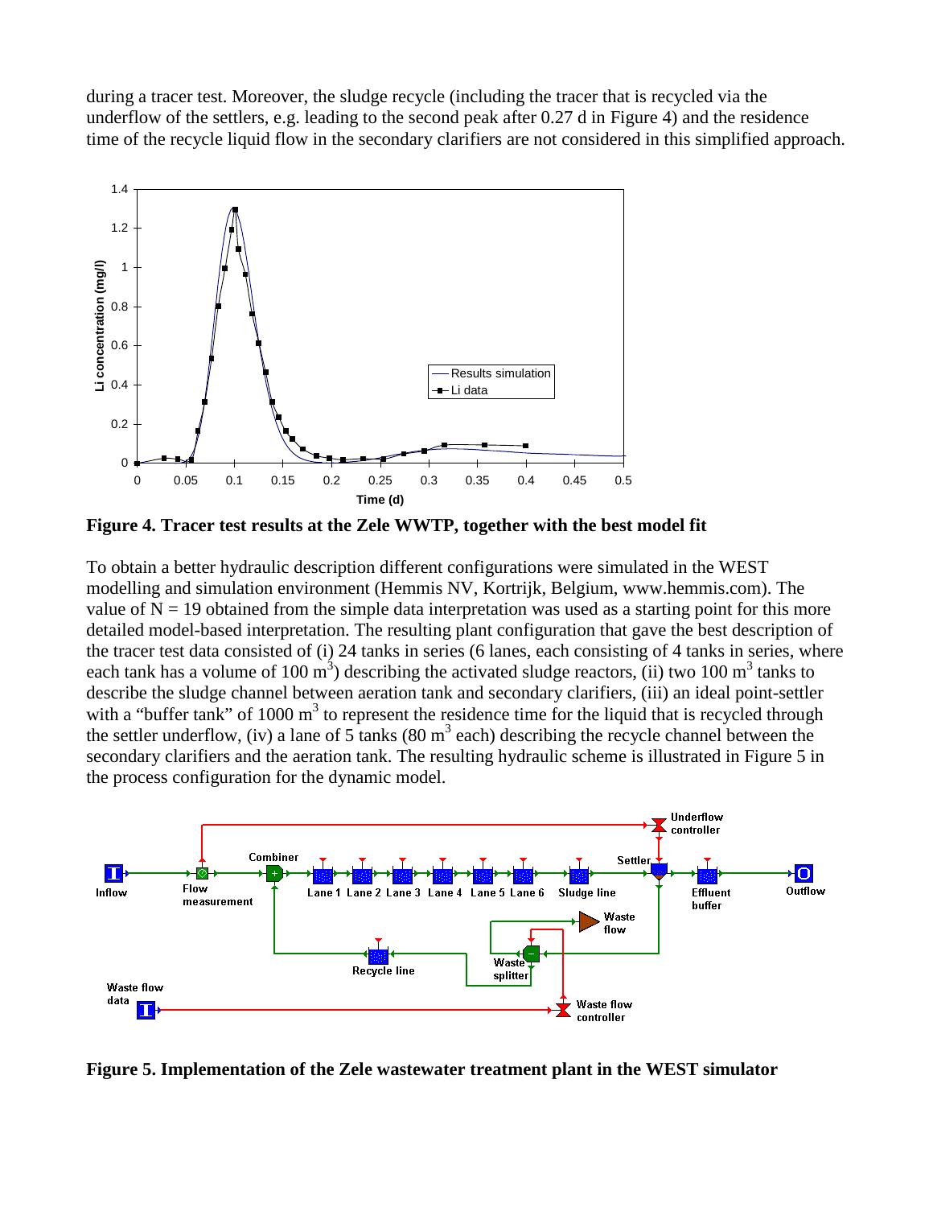during a tracer test. Moreover, the sludge recycle (including the tracer that is recycled via the underflow of the settlers, e.g. leading to the second peak after 0.27 d in Figure 4) and the residence time of the recycle liquid flow in the secondary clarifiers are not considered in this simplified approach.

**Figure 4. Tracer test results at the Zele WWTP, together with the best model fit**

To obtain a better hydraulic description different configurations were simulated in the WEST modelling and simulation environment (Hemmis NV, Kortrijk, Belgium, www.hemmis.com). The value of N = 19 obtained from the simple data interpretation was used as a starting point for this more detailed model-based interpretation. The resulting plant configuration that gave the best description of the tracer test data consisted of (i) 24 tanks in series (6 lanes, each consisting of 4 tanks in series, where each tank has a volume of 100 $m^3$) describing the activated sludge reactors, (ii) two 100 $m^3$ tanks to describe the sludge channel between aeration tank and secondary clarifiers, (iii) an ideal point-settler with a "buffer tank" of 1000 $m^3$ to represent the residence time for the liquid that is recycled through the settler underflow, (iv) a lane of 5 tanks (80 $m^3$ each) describing the recycle channel between the secondary clarifiers and the aeration tank. The resulting hydraulic scheme is illustrated in Figure 5 in the process configuration for the dynamic model.

**Figure 5. Implementation of the Zele wastewater treatment plant in the WEST simulator**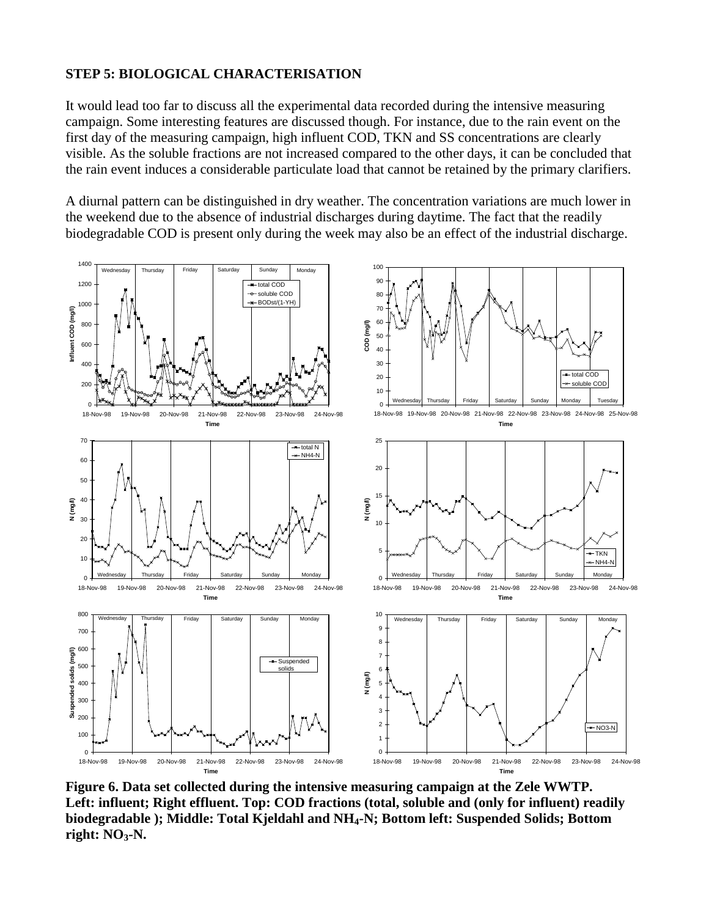**STEP 5: BIOLOGICAL CHARACTERISATION**

It would lead too far to discuss all the experimental data recorded during the intensive measuring campaign. Some interesting features are discussed though. For instance, due to the rain event on the first day of the measuring campaign, high influent COD, TKN and SS concentrations are clearly visible. As the soluble fractions are not increased compared to the other days, it can be concluded that the rain event induces a considerable particulate load that cannot be retained by the primary clarifiers.

A diurnal pattern can be distinguished in dry weather. The concentration variations are much lower in the weekend due to the absence of industrial discharges during daytime. The fact that the readily biodegradable COD is present only during the week may also be an effect of the industrial discharge.

**Figure 6. Data set collected during the intensive measuring campaign at the Zele WWTP. Left: influent; Right effluent. Top: COD fractions (total, soluble and (only for influent) readily biodegradable ); Middle: Total Kjeldahl and $NH_4$-N; Bottom left: Suspended Solids; Bottom right: $NO_3$-N.**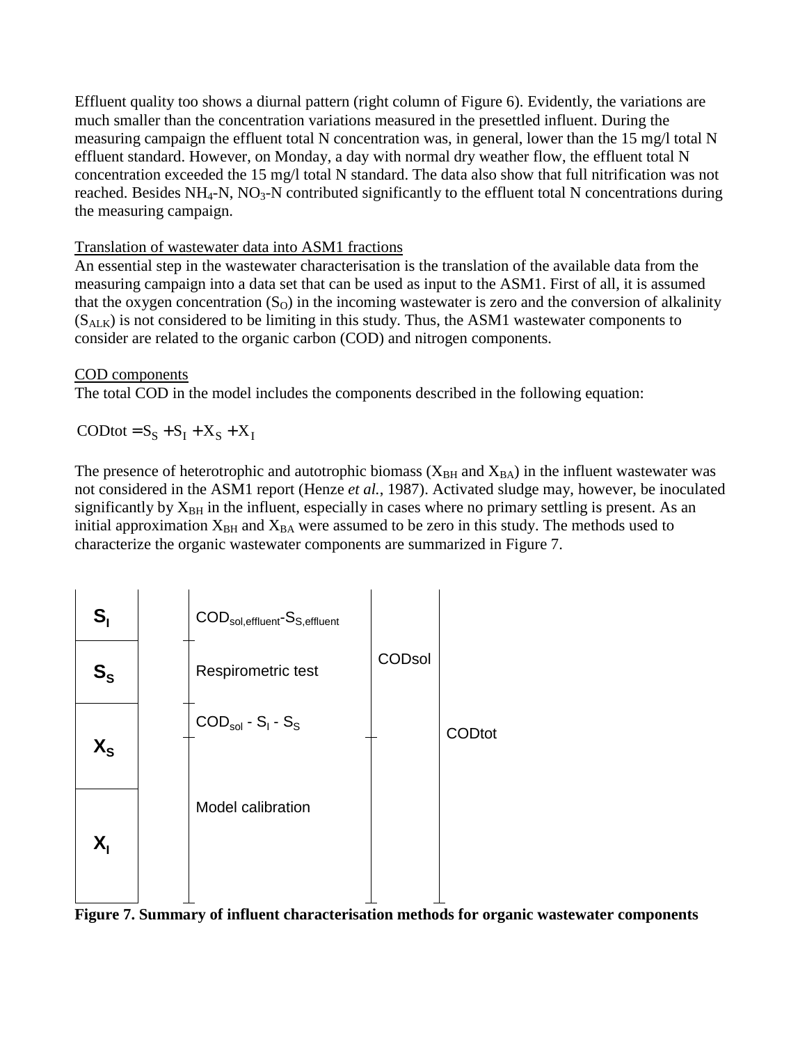Effluent quality too shows a diurnal pattern (right column of Figure 6). Evidently, the variations are much smaller than the concentration variations measured in the presettled influent. During the measuring campaign the effluent total N concentration was, in general, lower than the 15 mg/l total N effluent standard. However, on Monday, a day with normal dry weather flow, the effluent total N concentration exceeded the 15 mg/l total N standard. The data also show that full nitrification was not reached. Besides $NH_4$-N, $NO_3$-N contributed significantly to the effluent total N concentrations during the measuring campaign.

Translation of wastewater data into ASM1 fractions

An essential step in the wastewater characterisation is the translation of the available data from the measuring campaign into a data set that can be used as input to the ASM1. First of all, it is assumed that the oxygen concentration ($S_O$) in the incoming wastewater is zero and the conversion of alkalinity ($S_{ALK}$) is not considered to be limiting in this study. Thus, the ASM1 wastewater components to consider are related to the organic carbon (COD) and nitrogen components.

COD components

The total COD in the model includes the components described in the following equation:

$$\text{CODtot} = S_S + S_I + X_S + X_I$$

The presence of heterotrophic and autotrophic biomass ($X_{BH}$ and $X_{BA}$) in the influent wastewater was not considered in the ASM1 report (Henze *et al.*, 1987). Activated sludge may, however, be inoculated significantly by $X_{BH}$ in the influent, especially in cases where no primary settling is present. As an initial approximation $X_{BH}$ and $X_{BA}$ were assumed to be zero in this study. The methods used to characterize the organic wastewater components are summarized in Figure 7.

| Component | Method | | |
|---|---|---|---|
| $S_I$ | $COD_{sol,effluent} - S_{S,effluent}$ | CODsol | CODtot |
| $S_S$ | Respirometric test | | |
| $X_S$ | $COD_{sol} - S_I - S_S$ | | |
| $X_I$ | Model calibration | | |

**Figure 7. Summary of influent characterisation methods for organic wastewater components**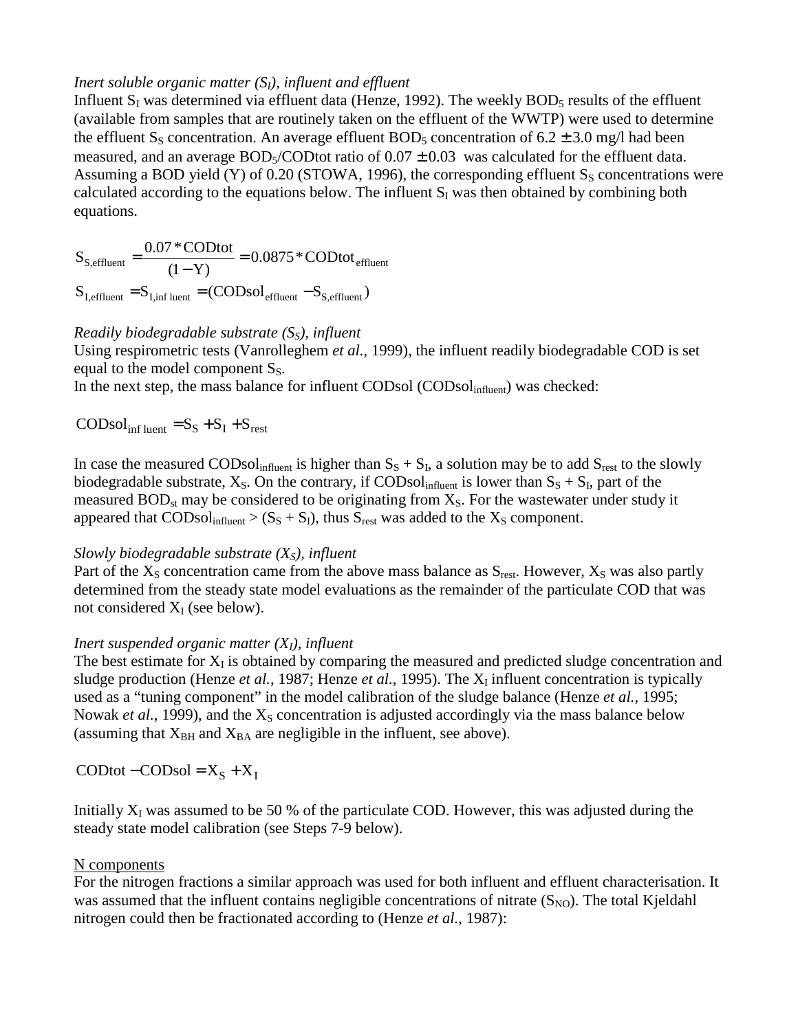*Inert soluble organic matter ($S_I$), influent and effluent*

Influent $S_I$ was determined via effluent data (Henze, 1992). The weekly $BOD_5$ results of the effluent (available from samples that are routinely taken on the effluent of the WWTP) were used to determine the effluent $S_S$ concentration. An average effluent $BOD_5$ concentration of $6.2 \pm 3.0$ mg/l had been measured, and an average $BOD_5$/CODtot ratio of $0.07 \pm 0.03$ was calculated for the effluent data. Assuming a BOD yield (Y) of 0.20 (STOWA, 1996), the corresponding effluent $S_S$ concentrations were calculated according to the equations below. The influent $S_I$ was then obtained by combining both equations.

$$S_{S,\text{effluent}} = \frac{0.07 * \text{CODtot}}{(1 - Y)} = 0.0875 * \text{CODtot}_{\text{effluent}}$$

$$S_{I,\text{effluent}} = S_{I,\text{influent}} = (\text{CODsol}_{\text{effluent}} - S_{S,\text{effluent}})$$

*Readily biodegradable substrate ($S_S$), influent*

Using respirometric tests (Vanrolleghem *et al.*, 1999), the influent readily biodegradable COD is set equal to the model component $S_S$.

In the next step, the mass balance for influent CODsol ($\text{CODsol}_{\text{influent}}$) was checked:

$$\text{CODsol}_{\text{influent}} = S_S + S_I + S_{rest}$$

In case the measured $\text{CODsol}_{\text{influent}}$ is higher than $S_S + S_I$, a solution may be to add $S_{rest}$ to the slowly biodegradable substrate, $X_S$. On the contrary, if $\text{CODsol}_{\text{influent}}$ is lower than $S_S + S_I$, part of the measured $BOD_{st}$ may be considered to be originating from $X_S$. For the wastewater under study it appeared that $\text{CODsol}_{\text{influent}} > (S_S + S_I)$, thus $S_{rest}$ was added to the $X_S$ component.

*Slowly biodegradable substrate ($X_S$), influent*

Part of the $X_S$ concentration came from the above mass balance as $S_{rest}$. However, $X_S$ was also partly determined from the steady state model evaluations as the remainder of the particulate COD that was not considered $X_I$ (see below).

*Inert suspended organic matter ($X_I$), influent*

The best estimate for $X_I$ is obtained by comparing the measured and predicted sludge concentration and sludge production (Henze *et al.*, 1987; Henze *et al.*, 1995). The $X_I$ influent concentration is typically used as a "tuning component" in the model calibration of the sludge balance (Henze *et al.*, 1995; Nowak *et al.*, 1999), and the $X_S$ concentration is adjusted accordingly via the mass balance below (assuming that $X_{BH}$ and $X_{BA}$ are negligible in the influent, see above).

$$\text{CODtot} - \text{CODsol} = X_S + X_I$$

Initially $X_I$ was assumed to be 50 % of the particulate COD. However, this was adjusted during the steady state model calibration (see Steps 7-9 below).

N components

For the nitrogen fractions a similar approach was used for both influent and effluent characterisation. It was assumed that the influent contains negligible concentrations of nitrate ($S_{NO}$). The total Kjeldahl nitrogen could then be fractionated according to (Henze *et al.*, 1987):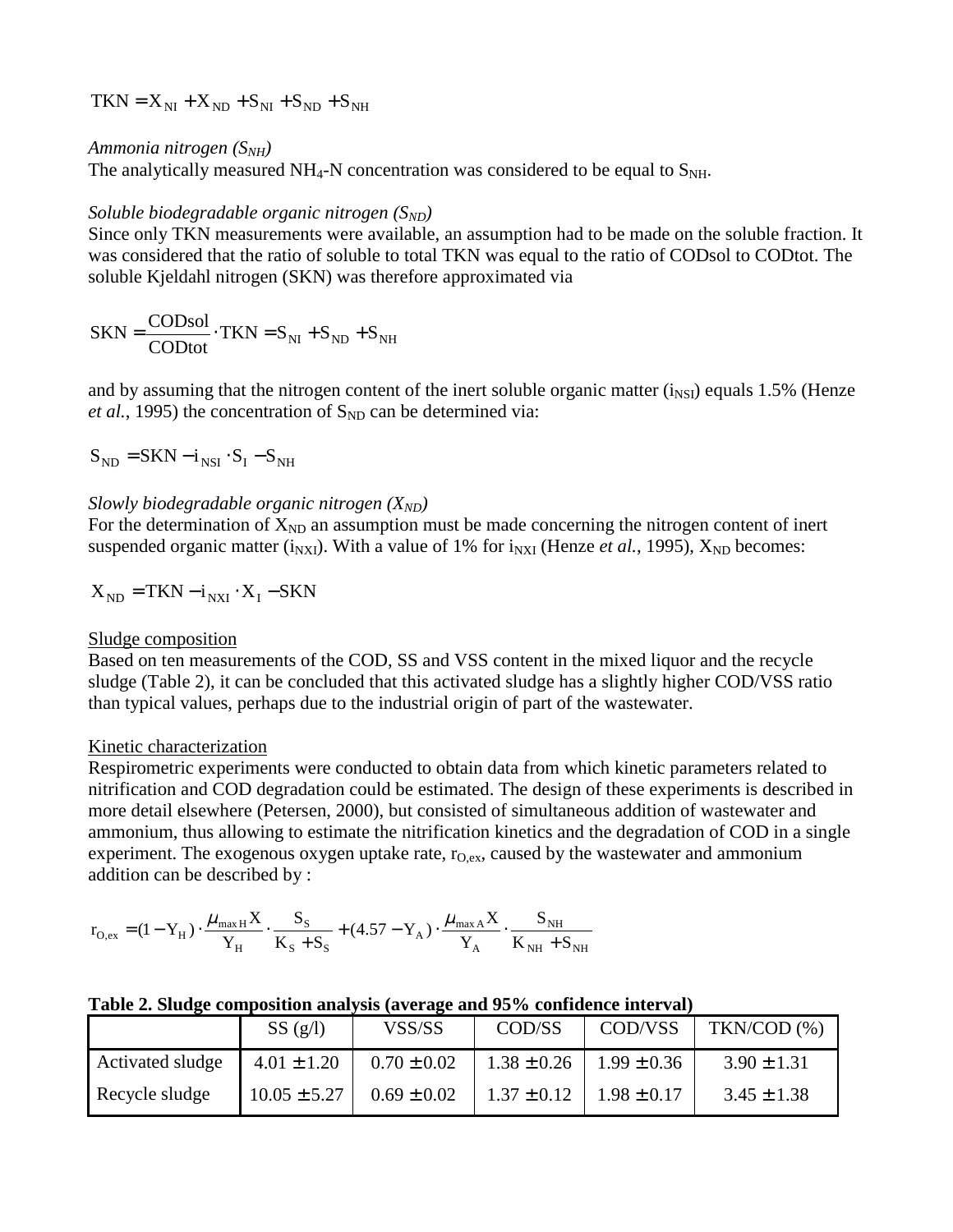$$\mathrm{TKN} = X_{NI} + X_{ND} + S_{NI} + S_{ND} + S_{NH}$$

*Ammonia nitrogen ($S_{NH}$)*
The analytically measured $NH_4$-N concentration was considered to be equal to $S_{NH}$.

*Soluble biodegradable organic nitrogen ($S_{ND}$)*
Since only TKN measurements were available, an assumption had to be made on the soluble fraction. It was considered that the ratio of soluble to total TKN was equal to the ratio of CODsol to CODtot. The soluble Kjeldahl nitrogen (SKN) was therefore approximated via

$$\mathrm{SKN} = \frac{\mathrm{CODsol}}{\mathrm{CODtot}} \cdot \mathrm{TKN} = S_{NI} + S_{ND} + S_{NH}$$

and by assuming that the nitrogen content of the inert soluble organic matter ($i_{NSI}$) equals 1.5% (Henze *et al.*, 1995) the concentration of $S_{ND}$ can be determined via:

$$S_{ND} = \mathrm{SKN} - i_{NSI} \cdot S_I - S_{NH}$$

*Slowly biodegradable organic nitrogen ($X_{ND}$)*
For the determination of $X_{ND}$ an assumption must be made concerning the nitrogen content of inert suspended organic matter ($i_{NXI}$). With a value of 1% for $i_{NXI}$ (Henze *et al.*, 1995), $X_{ND}$ becomes:

$$X_{ND} = \mathrm{TKN} - i_{NXI} \cdot X_I - \mathrm{SKN}$$

Sludge composition
Based on ten measurements of the COD, SS and VSS content in the mixed liquor and the recycle sludge (Table 2), it can be concluded that this activated sludge has a slightly higher COD/VSS ratio than typical values, perhaps due to the industrial origin of part of the wastewater.

Kinetic characterization
Respirometric experiments were conducted to obtain data from which kinetic parameters related to nitrification and COD degradation could be estimated. The design of these experiments is described in more detail elsewhere (Petersen, 2000), but consisted of simultaneous addition of wastewater and ammonium, thus allowing to estimate the nitrification kinetics and the degradation of COD in a single experiment. The exogenous oxygen uptake rate, $r_{O,ex}$, caused by the wastewater and ammonium addition can be described by :

$$r_{O,ex} = (1 - Y_H) \cdot \frac{\mu_{\max H} X}{Y_H} \cdot \frac{S_S}{K_S + S_S} + (4.57 - Y_A) \cdot \frac{\mu_{\max A} X}{Y_A} \cdot \frac{S_{NH}}{K_{NH} + S_{NH}}$$

**Table 2. Sludge composition analysis (average and 95% confidence interval)**

| | SS (g/l) | VSS/SS | COD/SS | COD/VSS | TKN/COD (%) |
|---|---|---|---|---|---|
| Activated sludge | 4.01 ± 1.20 | 0.70 ± 0.02 | 1.38 ± 0.26 | 1.99 ± 0.36 | 3.90 ± 1.31 |
| Recycle sludge | 10.05 ± 5.27 | 0.69 ± 0.02 | 1.37 ± 0.12 | 1.98 ± 0.17 | 3.45 ± 1.38 |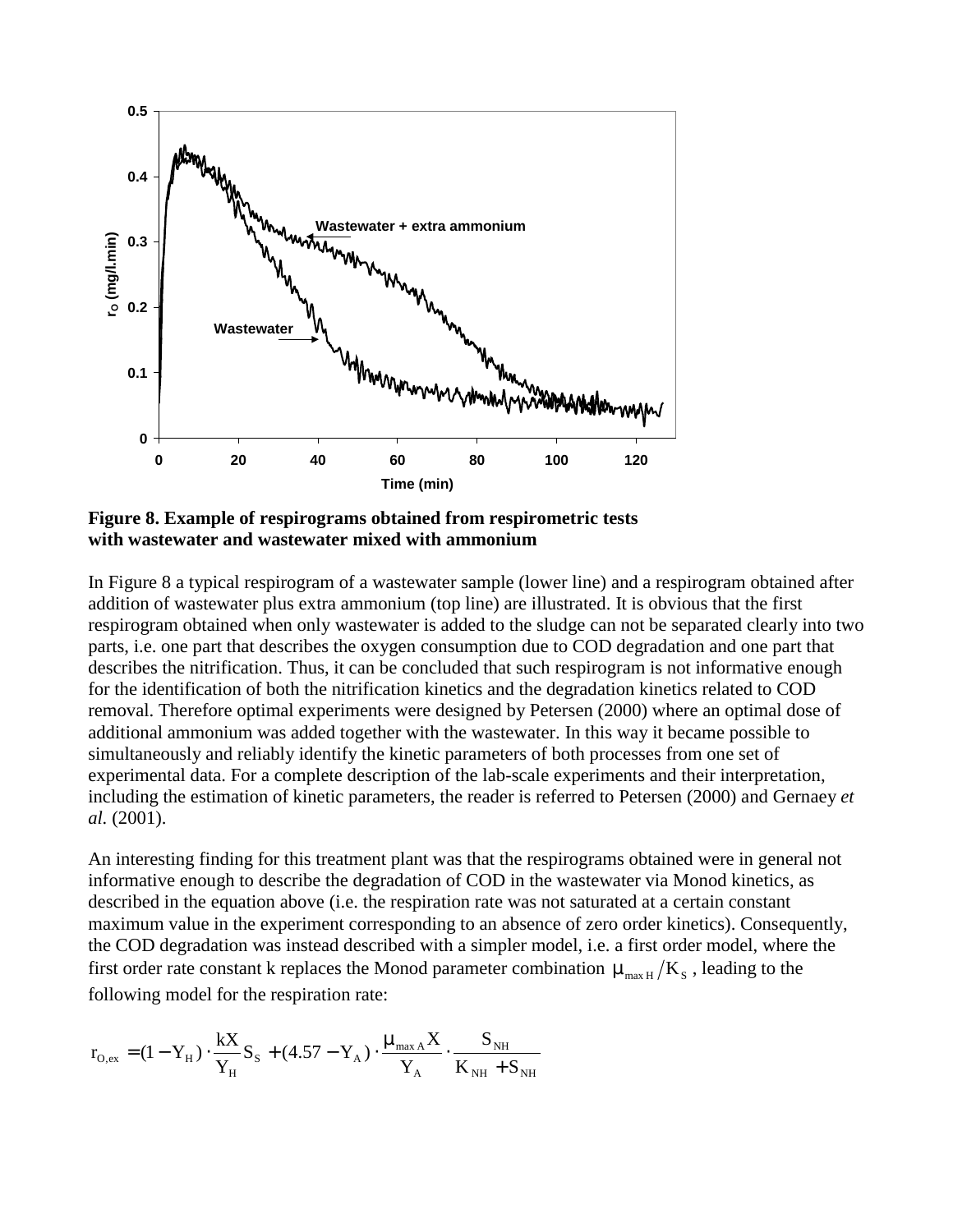**Figure 8. Example of respirograms obtained from respirometric tests with wastewater and wastewater mixed with ammonium**

In Figure 8 a typical respirogram of a wastewater sample (lower line) and a respirogram obtained after addition of wastewater plus extra ammonium (top line) are illustrated. It is obvious that the first respirogram obtained when only wastewater is added to the sludge can not be separated clearly into two parts, i.e. one part that describes the oxygen consumption due to COD degradation and one part that describes the nitrification. Thus, it can be concluded that such respirogram is not informative enough for the identification of both the nitrification kinetics and the degradation kinetics related to COD removal. Therefore optimal experiments were designed by Petersen (2000) where an optimal dose of additional ammonium was added together with the wastewater. In this way it became possible to simultaneously and reliably identify the kinetic parameters of both processes from one set of experimental data. For a complete description of the lab-scale experiments and their interpretation, including the estimation of kinetic parameters, the reader is referred to Petersen (2000) and Gernaey *et al.* (2001).

An interesting finding for this treatment plant was that the respirograms obtained were in general not informative enough to describe the degradation of COD in the wastewater via Monod kinetics, as described in the equation above (i.e. the respiration rate was not saturated at a certain constant maximum value in the experiment corresponding to an absence of zero order kinetics). Consequently, the COD degradation was instead described with a simpler model, i.e. a first order model, where the first order rate constant k replaces the Monod parameter combination $\mu_{max\,H}/K_S$, leading to the following model for the respiration rate:

$$r_{O,ex} = (1 - Y_H) \cdot \frac{kX}{Y_H} S_S + (4.57 - Y_A) \cdot \frac{\mu_{max\,A} X}{Y_A} \cdot \frac{S_{NH}}{K_{NH} + S_{NH}}$$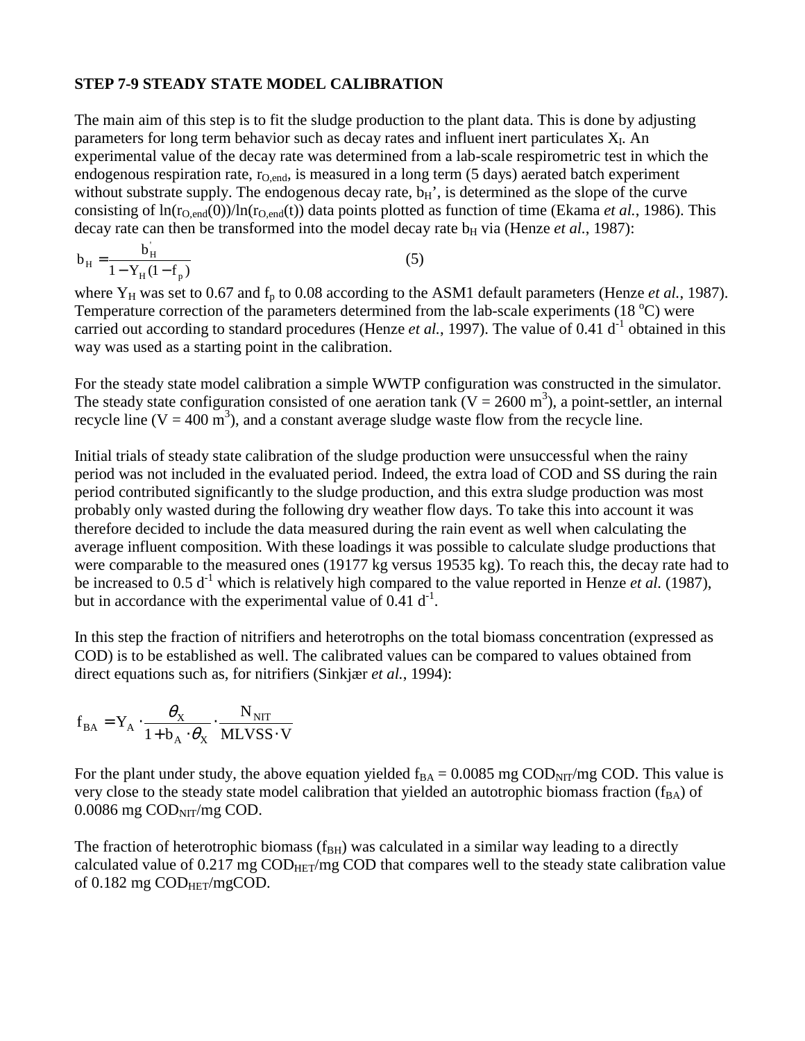**STEP 7-9 STEADY STATE MODEL CALIBRATION**

The main aim of this step is to fit the sludge production to the plant data. This is done by adjusting parameters for long term behavior such as decay rates and influent inert particulates $X_I$. An experimental value of the decay rate was determined from a lab-scale respirometric test in which the endogenous respiration rate, $r_{O,end}$, is measured in a long term (5 days) aerated batch experiment without substrate supply. The endogenous decay rate, $b_H$', is determined as the slope of the curve consisting of $\ln(r_{O,end}(0))/\ln(r_{O,end}(t))$ data points plotted as function of time (Ekama *et al.*, 1986). This decay rate can then be transformed into the model decay rate $b_H$ via (Henze *et al.*, 1987):

$$b_H = \frac{b_H^{'}}{1 - Y_H(1 - f_p)} \qquad (5)$$

where $Y_H$ was set to 0.67 and $f_p$ to 0.08 according to the ASM1 default parameters (Henze *et al.*, 1987). Temperature correction of the parameters determined from the lab-scale experiments (18 $^{o}$C) were carried out according to standard procedures (Henze *et al.*, 1997). The value of 0.41 $d^{-1}$ obtained in this way was used as a starting point in the calibration.

For the steady state model calibration a simple WWTP configuration was constructed in the simulator. The steady state configuration consisted of one aeration tank ($V = 2600\ m^3$), a point-settler, an internal recycle line ($V = 400\ m^3$), and a constant average sludge waste flow from the recycle line.

Initial trials of steady state calibration of the sludge production were unsuccessful when the rainy period was not included in the evaluated period. Indeed, the extra load of COD and SS during the rain period contributed significantly to the sludge production, and this extra sludge production was most probably only wasted during the following dry weather flow days. To take this into account it was therefore decided to include the data measured during the rain event as well when calculating the average influent composition. With these loadings it was possible to calculate sludge productions that were comparable to the measured ones (19177 kg versus 19535 kg). To reach this, the decay rate had to be increased to 0.5 $d^{-1}$ which is relatively high compared to the value reported in Henze *et al.* (1987), but in accordance with the experimental value of 0.41 $d^{-1}$.

In this step the fraction of nitrifiers and heterotrophs on the total biomass concentration (expressed as COD) is to be established as well. The calibrated values can be compared to values obtained from direct equations such as, for nitrifiers (Sinkjær *et al.*, 1994):

$$f_{BA} = Y_A \cdot \frac{\theta_X}{1 + b_A \cdot \theta_X} \cdot \frac{N_{NIT}}{MLVSS \cdot V}$$

For the plant under study, the above equation yielded $f_{BA} = 0.0085$ mg $COD_{NIT}$/mg COD. This value is very close to the steady state model calibration that yielded an autotrophic biomass fraction ($f_{BA}$) of 0.0086 mg $COD_{NIT}$/mg COD.

The fraction of heterotrophic biomass ($f_{BH}$) was calculated in a similar way leading to a directly calculated value of 0.217 mg $COD_{HET}$/mg COD that compares well to the steady state calibration value of 0.182 mg $COD_{HET}$/mgCOD.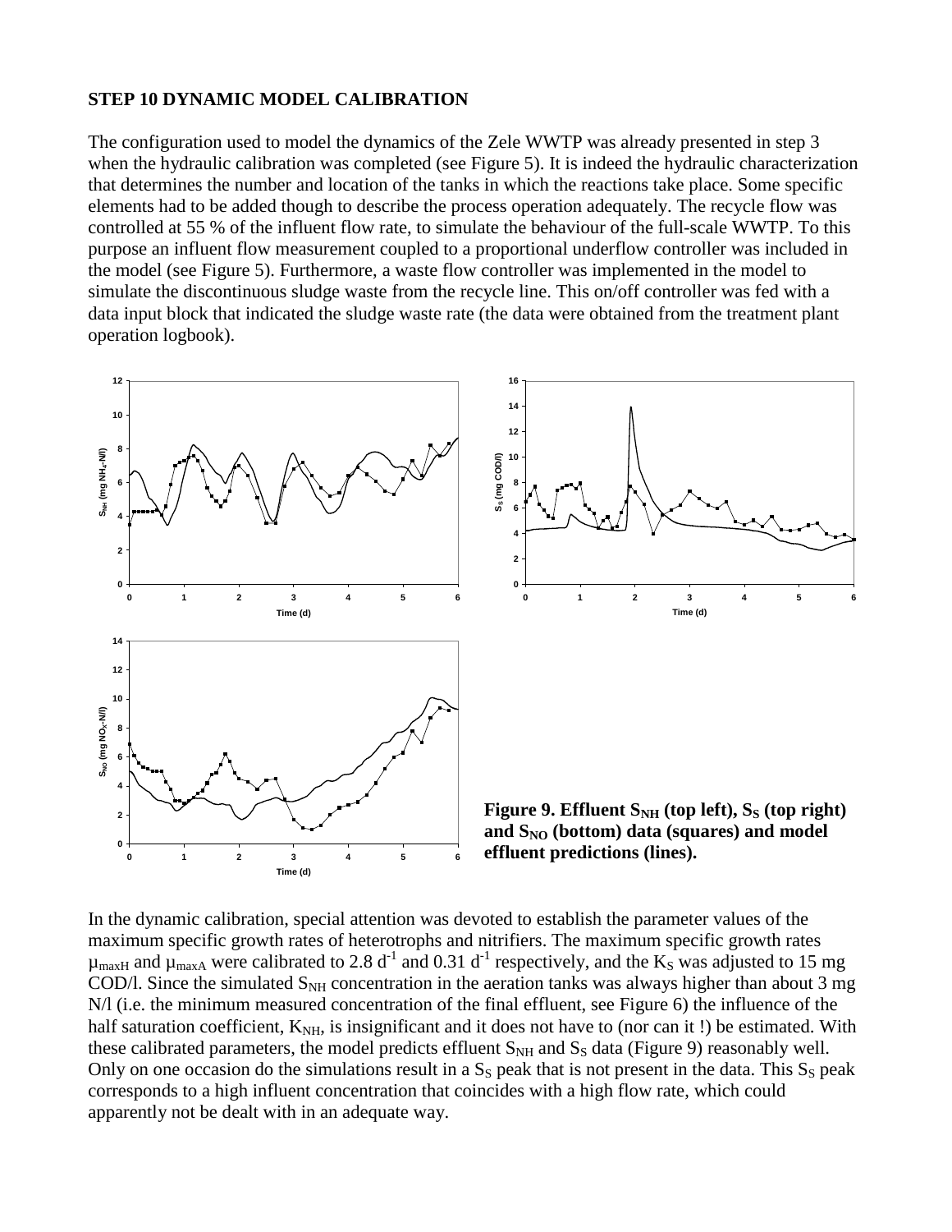## STEP 10 DYNAMIC MODEL CALIBRATION

The configuration used to model the dynamics of the Zele WWTP was already presented in step 3 when the hydraulic calibration was completed (see Figure 5). It is indeed the hydraulic characterization that determines the number and location of the tanks in which the reactions take place. Some specific elements had to be added though to describe the process operation adequately. The recycle flow was controlled at 55 % of the influent flow rate, to simulate the behaviour of the full-scale WWTP. To this purpose an influent flow measurement coupled to a proportional underflow controller was included in the model (see Figure 5). Furthermore, a waste flow controller was implemented in the model to simulate the discontinuous sludge waste from the recycle line. This on/off controller was fed with a data input block that indicated the sludge waste rate (the data were obtained from the treatment plant operation logbook).

**Figure 9. Effluent $S_{NH}$ (top left), $S_S$ (top right) and $S_{NO}$ (bottom) data (squares) and model effluent predictions (lines).**

In the dynamic calibration, special attention was devoted to establish the parameter values of the maximum specific growth rates of heterotrophs and nitrifiers. The maximum specific growth rates $\mu_{maxH}$ and $\mu_{maxA}$ were calibrated to 2.8 $d^{-1}$ and 0.31 $d^{-1}$ respectively, and the $K_S$ was adjusted to 15 mg COD/l. Since the simulated $S_{NH}$ concentration in the aeration tanks was always higher than about 3 mg N/l (i.e. the minimum measured concentration of the final effluent, see Figure 6) the influence of the half saturation coefficient, $K_{NH}$, is insignificant and it does not have to (nor can it !) be estimated. With these calibrated parameters, the model predicts effluent $S_{NH}$ and $S_S$ data (Figure 9) reasonably well. Only on one occasion do the simulations result in a $S_S$ peak that is not present in the data. This $S_S$ peak corresponds to a high influent concentration that coincides with a high flow rate, which could apparently not be dealt with in an adequate way.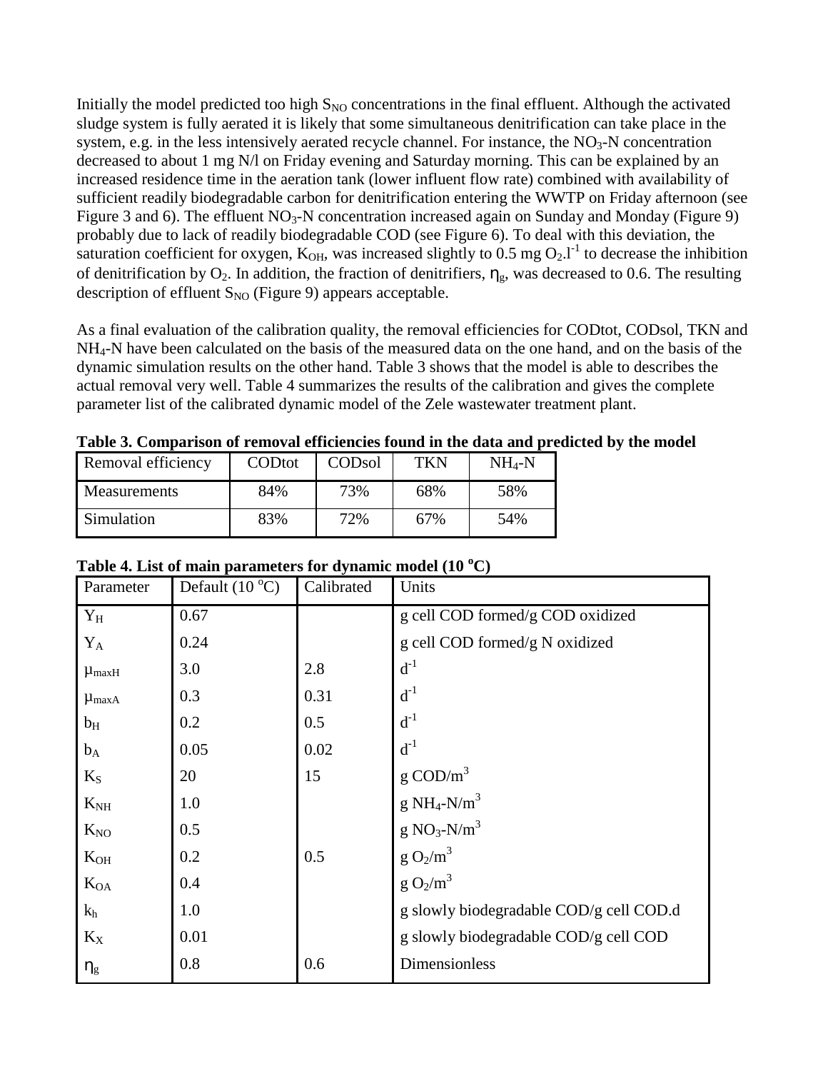Initially the model predicted too high $S_{NO}$ concentrations in the final effluent. Although the activated sludge system is fully aerated it is likely that some simultaneous denitrification can take place in the system, e.g. in the less intensively aerated recycle channel. For instance, the $NO_3$-N concentration decreased to about 1 mg N/l on Friday evening and Saturday morning. This can be explained by an increased residence time in the aeration tank (lower influent flow rate) combined with availability of sufficient readily biodegradable carbon for denitrification entering the WWTP on Friday afternoon (see Figure 3 and 6). The effluent $NO_3$-N concentration increased again on Sunday and Monday (Figure 9) probably due to lack of readily biodegradable COD (see Figure 6). To deal with this deviation, the saturation coefficient for oxygen, $K_{OH}$, was increased slightly to 0.5 mg $O_2.l^{-1}$ to decrease the inhibition of denitrification by $O_2$. In addition, the fraction of denitrifiers, $\eta_g$, was decreased to 0.6. The resulting description of effluent $S_{NO}$ (Figure 9) appears acceptable.

As a final evaluation of the calibration quality, the removal efficiencies for CODtot, CODsol, TKN and $NH_4$-N have been calculated on the basis of the measured data on the one hand, and on the basis of the dynamic simulation results on the other hand. Table 3 shows that the model is able to describes the actual removal very well. Table 4 summarizes the results of the calibration and gives the complete parameter list of the calibrated dynamic model of the Zele wastewater treatment plant.

**Table 3. Comparison of removal efficiencies found in the data and predicted by the model**

| Removal efficiency | CODtot | CODsol | TKN | $NH_4$-N |
|---|---|---|---|---|
| Measurements | 84% | 73% | 68% | 58% |
| Simulation | 83% | 72% | 67% | 54% |

**Table 4. List of main parameters for dynamic model (10 $^oC$)**

| Parameter | Default (10 $^oC$) | Calibrated | Units |
|---|---|---|---|
| $Y_H$ | 0.67 | | g cell COD formed/g COD oxidized |
| $Y_A$ | 0.24 | | g cell COD formed/g N oxidized |
| $\mu_{maxH}$ | 3.0 | 2.8 | $d^{-1}$ |
| $\mu_{maxA}$ | 0.3 | 0.31 | $d^{-1}$ |
| $b_H$ | 0.2 | 0.5 | $d^{-1}$ |
| $b_A$ | 0.05 | 0.02 | $d^{-1}$ |
| $K_S$ | 20 | 15 | g $COD/m^3$ |
| $K_{NH}$ | 1.0 | | g $NH_4$-$N/m^3$ |
| $K_{NO}$ | 0.5 | | g $NO_3$-$N/m^3$ |
| $K_{OH}$ | 0.2 | 0.5 | g $O_2/m^3$ |
| $K_{OA}$ | 0.4 | | g $O_2/m^3$ |
| $k_h$ | 1.0 | | g slowly biodegradable COD/g cell COD.d |
| $K_X$ | 0.01 | | g slowly biodegradable COD/g cell COD |
| $\eta_g$ | 0.8 | 0.6 | Dimensionless |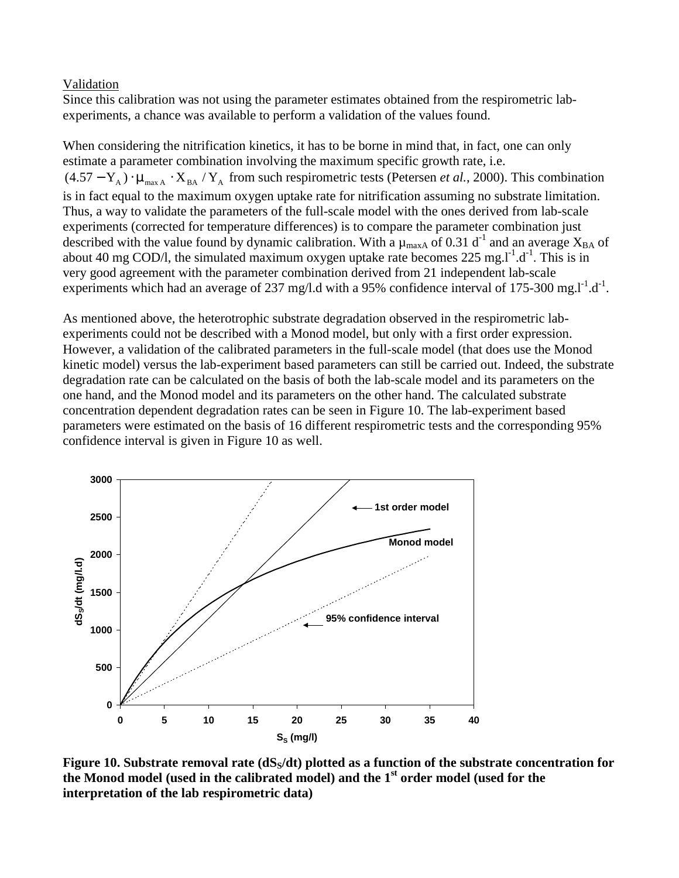Validation

Since this calibration was not using the parameter estimates obtained from the respirometric lab-experiments, a chance was available to perform a validation of the values found.

When considering the nitrification kinetics, it has to be borne in mind that, in fact, one can only estimate a parameter combination involving the maximum specific growth rate, i.e. $(4.57 - Y_A) \cdot \mu_{maxA} \cdot X_{BA} / Y_A$ from such respirometric tests (Petersen *et al.*, 2000). This combination is in fact equal to the maximum oxygen uptake rate for nitrification assuming no substrate limitation. Thus, a way to validate the parameters of the full-scale model with the ones derived from lab-scale experiments (corrected for temperature differences) is to compare the parameter combination just described with the value found by dynamic calibration. With a $\mu_{maxA}$ of 0.31 $d^{-1}$ and an average $X_{BA}$ of about 40 mg COD/l, the simulated maximum oxygen uptake rate becomes 225 $mg.l^{-1}.d^{-1}$. This is in very good agreement with the parameter combination derived from 21 independent lab-scale experiments which had an average of 237 mg/l.d with a 95% confidence interval of 175-300 $mg.l^{-1}.d^{-1}$.

As mentioned above, the heterotrophic substrate degradation observed in the respirometric lab-experiments could not be described with a Monod model, but only with a first order expression. However, a validation of the calibrated parameters in the full-scale model (that does use the Monod kinetic model) versus the lab-experiment based parameters can still be carried out. Indeed, the substrate degradation rate can be calculated on the basis of both the lab-scale model and its parameters on the one hand, and the Monod model and its parameters on the other hand. The calculated substrate concentration dependent degradation rates can be seen in Figure 10. The lab-experiment based parameters were estimated on the basis of 16 different respirometric tests and the corresponding 95% confidence interval is given in Figure 10 as well.

**Figure 10. Substrate removal rate ($dS_S/dt$) plotted as a function of the substrate concentration for the Monod model (used in the calibrated model) and the 1st order model (used for the interpretation of the lab respirometric data)**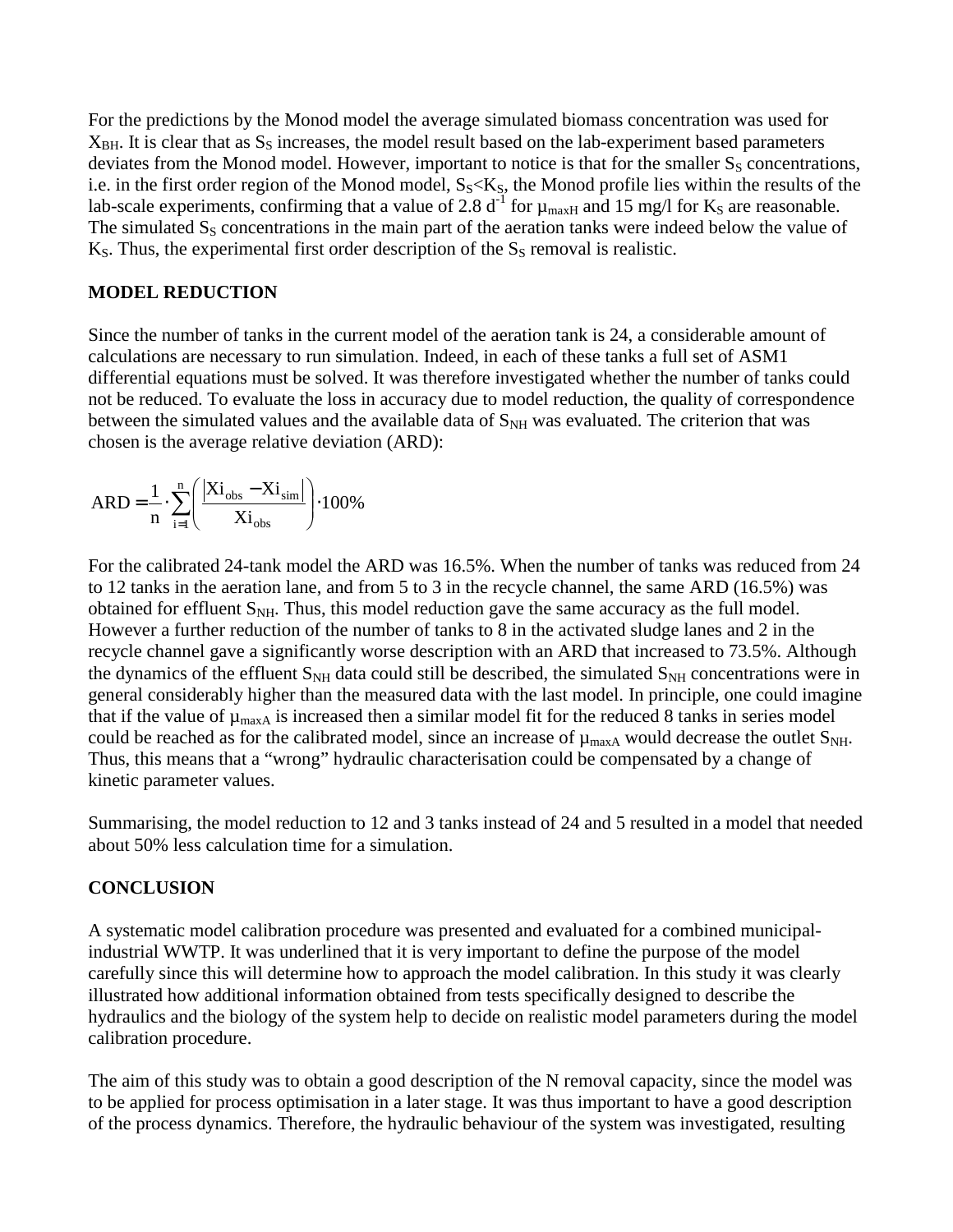For the predictions by the Monod model the average simulated biomass concentration was used for $X_{BH}$. It is clear that as $S_S$ increases, the model result based on the lab-experiment based parameters deviates from the Monod model. However, important to notice is that for the smaller $S_S$ concentrations, i.e. in the first order region of the Monod model, $S_S<K_S$, the Monod profile lies within the results of the lab-scale experiments, confirming that a value of 2.8 $d^{-1}$ for $\mu_{maxH}$ and 15 mg/l for $K_S$ are reasonable. The simulated $S_S$ concentrations in the main part of the aeration tanks were indeed below the value of $K_S$. Thus, the experimental first order description of the $S_S$ removal is realistic.

## MODEL REDUCTION

Since the number of tanks in the current model of the aeration tank is 24, a considerable amount of calculations are necessary to run simulation. Indeed, in each of these tanks a full set of ASM1 differential equations must be solved. It was therefore investigated whether the number of tanks could not be reduced. To evaluate the loss in accuracy due to model reduction, the quality of correspondence between the simulated values and the available data of $S_{NH}$ was evaluated. The criterion that was chosen is the average relative deviation (ARD):

$$\text{ARD} = \frac{1}{n} \cdot \sum_{i=1}^{n} \left( \frac{\left| Xi_{obs} - Xi_{sim} \right|}{Xi_{obs}} \right) \cdot 100\%$$

For the calibrated 24-tank model the ARD was 16.5%. When the number of tanks was reduced from 24 to 12 tanks in the aeration lane, and from 5 to 3 in the recycle channel, the same ARD (16.5%) was obtained for effluent $S_{NH}$. Thus, this model reduction gave the same accuracy as the full model. However a further reduction of the number of tanks to 8 in the activated sludge lanes and 2 in the recycle channel gave a significantly worse description with an ARD that increased to 73.5%. Although the dynamics of the effluent $S_{NH}$ data could still be described, the simulated $S_{NH}$ concentrations were in general considerably higher than the measured data with the last model. In principle, one could imagine that if the value of $\mu_{maxA}$ is increased then a similar model fit for the reduced 8 tanks in series model could be reached as for the calibrated model, since an increase of $\mu_{maxA}$ would decrease the outlet $S_{NH}$. Thus, this means that a "wrong" hydraulic characterisation could be compensated by a change of kinetic parameter values.

Summarising, the model reduction to 12 and 3 tanks instead of 24 and 5 resulted in a model that needed about 50% less calculation time for a simulation.

## CONCLUSION

A systematic model calibration procedure was presented and evaluated for a combined municipal-industrial WWTP. It was underlined that it is very important to define the purpose of the model carefully since this will determine how to approach the model calibration. In this study it was clearly illustrated how additional information obtained from tests specifically designed to describe the hydraulics and the biology of the system help to decide on realistic model parameters during the model calibration procedure.

The aim of this study was to obtain a good description of the N removal capacity, since the model was to be applied for process optimisation in a later stage. It was thus important to have a good description of the process dynamics. Therefore, the hydraulic behaviour of the system was investigated, resulting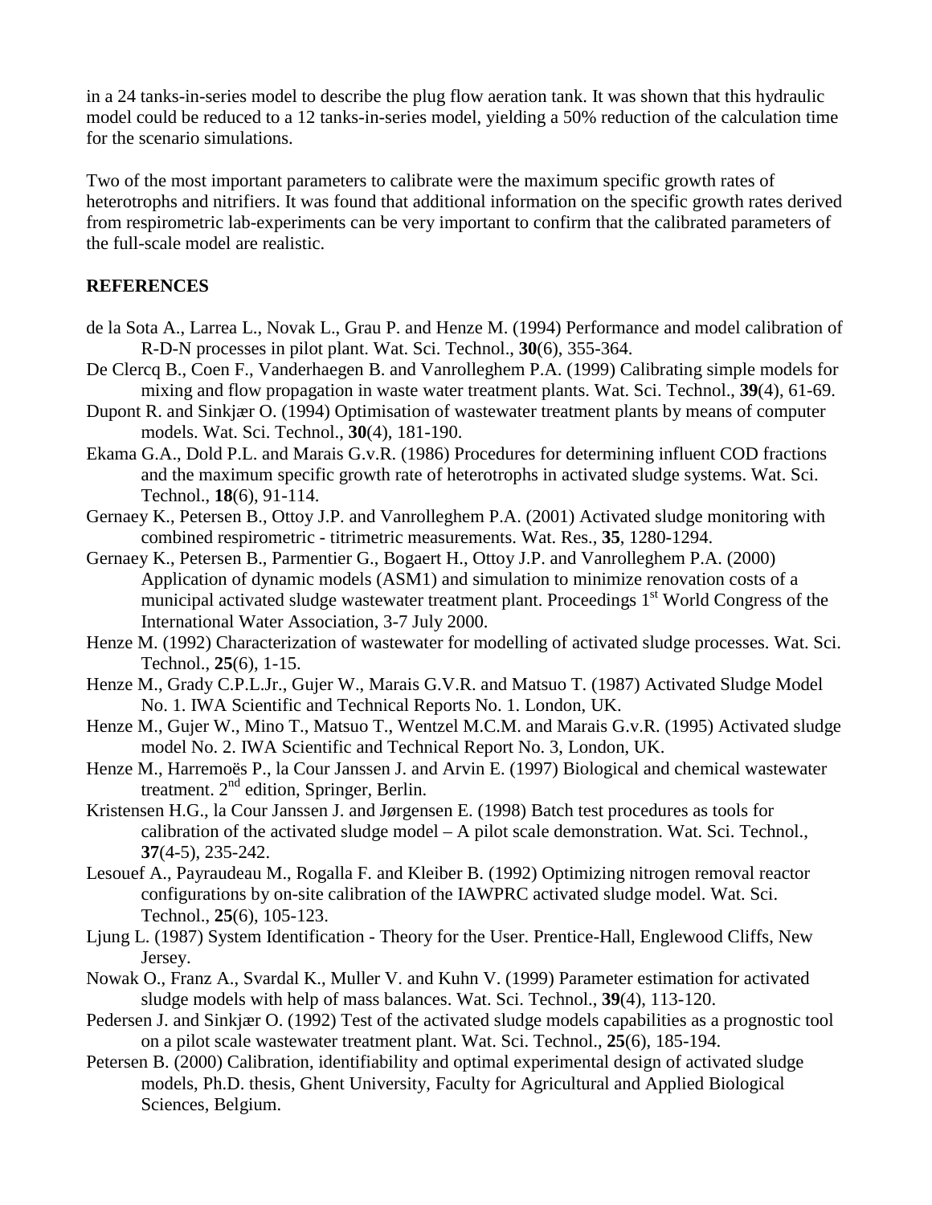in a 24 tanks-in-series model to describe the plug flow aeration tank. It was shown that this hydraulic model could be reduced to a 12 tanks-in-series model, yielding a 50% reduction of the calculation time for the scenario simulations.

Two of the most important parameters to calibrate were the maximum specific growth rates of heterotrophs and nitrifiers. It was found that additional information on the specific growth rates derived from respirometric lab-experiments can be very important to confirm that the calibrated parameters of the full-scale model are realistic.

## REFERENCES

de la Sota A., Larrea L., Novak L., Grau P. and Henze M. (1994) Performance and model calibration of R-D-N processes in pilot plant. Wat. Sci. Technol., **30**(6), 355-364.

De Clercq B., Coen F., Vanderhaegen B. and Vanrolleghem P.A. (1999) Calibrating simple models for mixing and flow propagation in waste water treatment plants. Wat. Sci. Technol., **39**(4), 61-69.

Dupont R. and Sinkjær O. (1994) Optimisation of wastewater treatment plants by means of computer models. Wat. Sci. Technol., **30**(4), 181-190.

Ekama G.A., Dold P.L. and Marais G.v.R. (1986) Procedures for determining influent COD fractions and the maximum specific growth rate of heterotrophs in activated sludge systems. Wat. Sci. Technol., **18**(6), 91-114.

Gernaey K., Petersen B., Ottoy J.P. and Vanrolleghem P.A. (2001) Activated sludge monitoring with combined respirometric - titrimetric measurements. Wat. Res., **35**, 1280-1294.

Gernaey K., Petersen B., Parmentier G., Bogaert H., Ottoy J.P. and Vanrolleghem P.A. (2000) Application of dynamic models (ASM1) and simulation to minimize renovation costs of a municipal activated sludge wastewater treatment plant. Proceedings 1st World Congress of the International Water Association, 3-7 July 2000.

Henze M. (1992) Characterization of wastewater for modelling of activated sludge processes. Wat. Sci. Technol., **25**(6), 1-15.

Henze M., Grady C.P.L.Jr., Gujer W., Marais G.V.R. and Matsuo T. (1987) Activated Sludge Model No. 1. IWA Scientific and Technical Reports No. 1. London, UK.

Henze M., Gujer W., Mino T., Matsuo T., Wentzel M.C.M. and Marais G.v.R. (1995) Activated sludge model No. 2. IWA Scientific and Technical Report No. 3, London, UK.

Henze M., Harremoës P., la Cour Janssen J. and Arvin E. (1997) Biological and chemical wastewater treatment. 2nd edition, Springer, Berlin.

Kristensen H.G., la Cour Janssen J. and Jørgensen E. (1998) Batch test procedures as tools for calibration of the activated sludge model – A pilot scale demonstration. Wat. Sci. Technol., **37**(4-5), 235-242.

Lesouef A., Payraudeau M., Rogalla F. and Kleiber B. (1992) Optimizing nitrogen removal reactor configurations by on-site calibration of the IAWPRC activated sludge model. Wat. Sci. Technol., **25**(6), 105-123.

Ljung L. (1987) System Identification - Theory for the User. Prentice-Hall, Englewood Cliffs, New Jersey.

Nowak O., Franz A., Svardal K., Muller V. and Kuhn V. (1999) Parameter estimation for activated sludge models with help of mass balances. Wat. Sci. Technol., **39**(4), 113-120.

Pedersen J. and Sinkjær O. (1992) Test of the activated sludge models capabilities as a prognostic tool on a pilot scale wastewater treatment plant. Wat. Sci. Technol., **25**(6), 185-194.

Petersen B. (2000) Calibration, identifiability and optimal experimental design of activated sludge models, Ph.D. thesis, Ghent University, Faculty for Agricultural and Applied Biological Sciences, Belgium.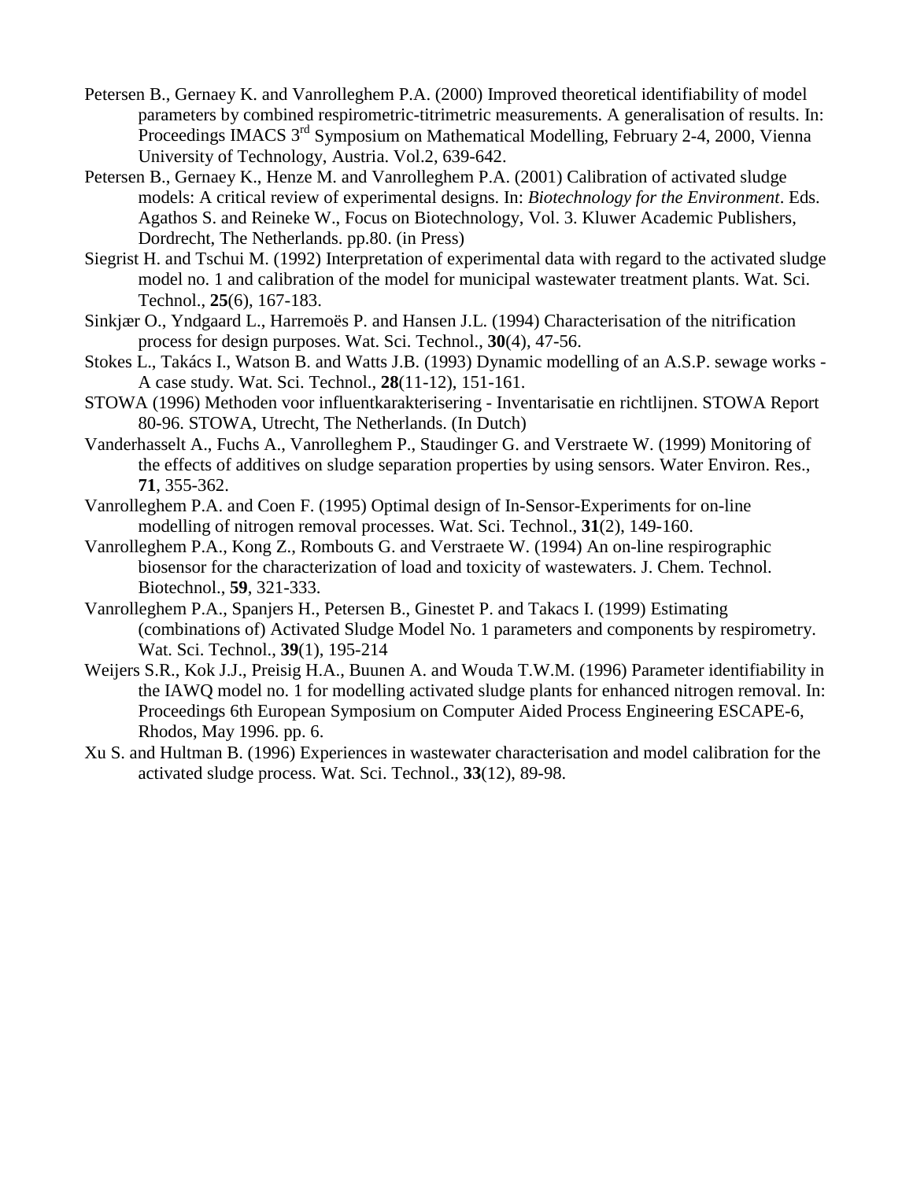Petersen B., Gernaey K. and Vanrolleghem P.A. (2000) Improved theoretical identifiability of model parameters by combined respirometric-titrimetric measurements. A generalisation of results. In: Proceedings IMACS 3rd Symposium on Mathematical Modelling, February 2-4, 2000, Vienna University of Technology, Austria. Vol.2, 639-642.

Petersen B., Gernaey K., Henze M. and Vanrolleghem P.A. (2001) Calibration of activated sludge models: A critical review of experimental designs. In: *Biotechnology for the Environment*. Eds. Agathos S. and Reineke W., Focus on Biotechnology, Vol. 3. Kluwer Academic Publishers, Dordrecht, The Netherlands. pp.80. (in Press)

Siegrist H. and Tschui M. (1992) Interpretation of experimental data with regard to the activated sludge model no. 1 and calibration of the model for municipal wastewater treatment plants. Wat. Sci. Technol., **25**(6), 167-183.

Sinkjær O., Yndgaard L., Harremoës P. and Hansen J.L. (1994) Characterisation of the nitrification process for design purposes. Wat. Sci. Technol., **30**(4), 47-56.

Stokes L., Takács I., Watson B. and Watts J.B. (1993) Dynamic modelling of an A.S.P. sewage works - A case study. Wat. Sci. Technol., **28**(11-12), 151-161.

STOWA (1996) Methoden voor influentkarakterisering - Inventarisatie en richtlijnen. STOWA Report 80-96. STOWA, Utrecht, The Netherlands. (In Dutch)

Vanderhasselt A., Fuchs A., Vanrolleghem P., Staudinger G. and Verstraete W. (1999) Monitoring of the effects of additives on sludge separation properties by using sensors. Water Environ. Res., **71**, 355-362.

Vanrolleghem P.A. and Coen F. (1995) Optimal design of In-Sensor-Experiments for on-line modelling of nitrogen removal processes. Wat. Sci. Technol., **31**(2), 149-160.

Vanrolleghem P.A., Kong Z., Rombouts G. and Verstraete W. (1994) An on-line respirographic biosensor for the characterization of load and toxicity of wastewaters. J. Chem. Technol. Biotechnol., **59**, 321-333.

Vanrolleghem P.A., Spanjers H., Petersen B., Ginestet P. and Takacs I. (1999) Estimating (combinations of) Activated Sludge Model No. 1 parameters and components by respirometry. Wat. Sci. Technol., **39**(1), 195-214

Weijers S.R., Kok J.J., Preisig H.A., Buunen A. and Wouda T.W.M. (1996) Parameter identifiability in the IAWQ model no. 1 for modelling activated sludge plants for enhanced nitrogen removal. In: Proceedings 6th European Symposium on Computer Aided Process Engineering ESCAPE-6, Rhodos, May 1996. pp. 6.

Xu S. and Hultman B. (1996) Experiences in wastewater characterisation and model calibration for the activated sludge process. Wat. Sci. Technol., **33**(12), 89-98.